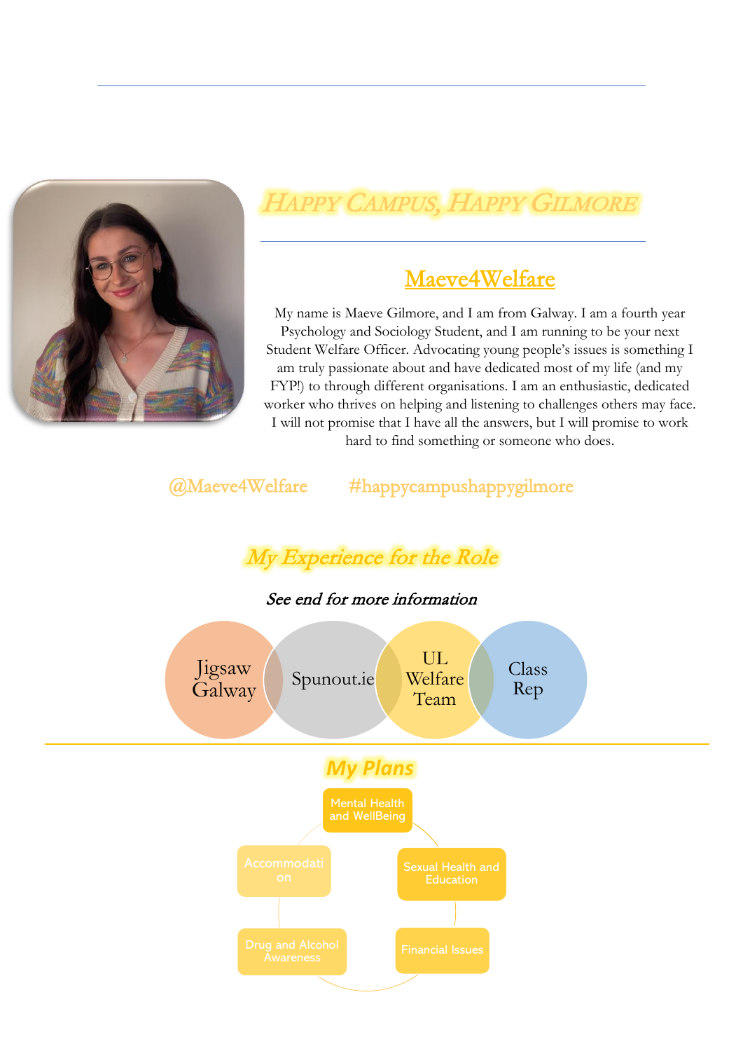# Happy Campus, Happy Gilmore

## Maeve4Welfare

My name is Maeve Gilmore, and I am from Galway. I am a fourth year Psychology and Sociology Student, and I am running to be your next Student Welfare Officer. Advocating young people's issues is something I am truly passionate about and have dedicated most of my life (and my FYP!) to through different organisations. I am an enthusiastic, dedicated worker who thrives on helping and listening to challenges others may face. I will not promise that I have all the answers, but I will promise to work hard to find something or someone who does.

@Maeve4Welfare #happycampushappygilmore

## *My Experience for the Role*

*See end for more information*

- Jigsaw Galway
- Spunout.ie
- UL Welfare Team
- Class Rep

## My Plans

- Mental Health and WellBeing
- Sexual Health and Education
- Financial Issues
- Drug and Alcohol Awareness
- Accommodation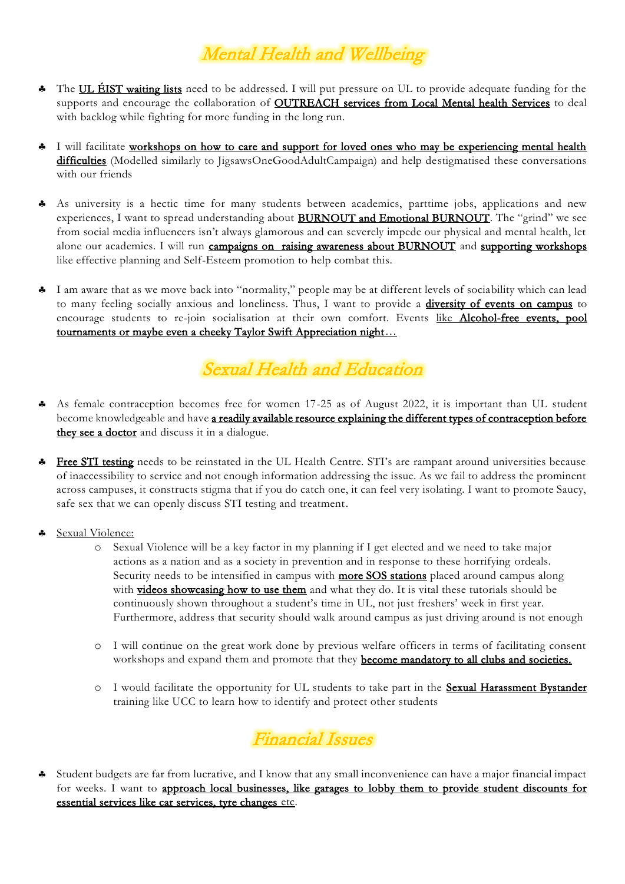## *Mental Health and Wellbeing*

- The **UL ÉIST waiting lists** need to be addressed. I will put pressure on UL to provide adequate funding for the supports and encourage the collaboration of **OUTREACH services from Local Mental health Services** to deal with backlog while fighting for more funding in the long run.

- I will facilitate **workshops on how to care and support for loved ones who may be experiencing mental health difficulties** (Modelled similarly to JigsawsOneGoodAdultCampaign) and help destigmatised these conversations with our friends

- As university is a hectic time for many students between academics, parttime jobs, applications and new experiences, I want to spread understanding about **BURNOUT and Emotional BURNOUT**. The "grind" we see from social media influencers isn't always glamorous and can severely impede our physical and mental health, let alone our academics. I will run **campaigns on raising awareness about BURNOUT** and **supporting workshops** like effective planning and Self-Esteem promotion to help combat this.

- I am aware that as we move back into "normality," people may be at different levels of sociability which can lead to many feeling socially anxious and loneliness. Thus, I want to provide a **diversity of events on campus** to encourage students to re-join socialisation at their own comfort. Events like **Alcohol-free events, pool tournaments or maybe even a cheeky Taylor Swift Appreciation night**…

## *Sexual Health and Education*

- As female contraception becomes free for women 17-25 as of August 2022, it is important than UL student become knowledgeable and have **a readily available resource explaining the different types of contraception before they see a doctor** and discuss it in a dialogue.

- **Free STI testing** needs to be reinstated in the UL Health Centre. STI's are rampant around universities because of inaccessibility to service and not enough information addressing the issue. As we fail to address the prominent across campuses, it constructs stigma that if you do catch one, it can feel very isolating. I want to promote Saucy, safe sex that we can openly discuss STI testing and treatment.

- Sexual Violence:
  - Sexual Violence will be a key factor in my planning if I get elected and we need to take major actions as a nation and as a society in prevention and in response to these horrifying ordeals. Security needs to be intensified in campus with **more SOS stations** placed around campus along with **videos showcasing how to use them** and what they do. It is vital these tutorials should be continuously shown throughout a student's time in UL, not just freshers' week in first year. Furthermore, address that security should walk around campus as just driving around is not enough

  - I will continue on the great work done by previous welfare officers in terms of facilitating consent workshops and expand them and promote that they **become mandatory to all clubs and societies.**

  - I would facilitate the opportunity for UL students to take part in the **Sexual Harassment Bystander** training like UCC to learn how to identify and protect other students

## *Financial Issues*

- Student budgets are far from lucrative, and I know that any small inconvenience can have a major financial impact for weeks. I want to **approach local businesses, like garages to lobby them to provide student discounts for essential services like car services, tyre changes** etc.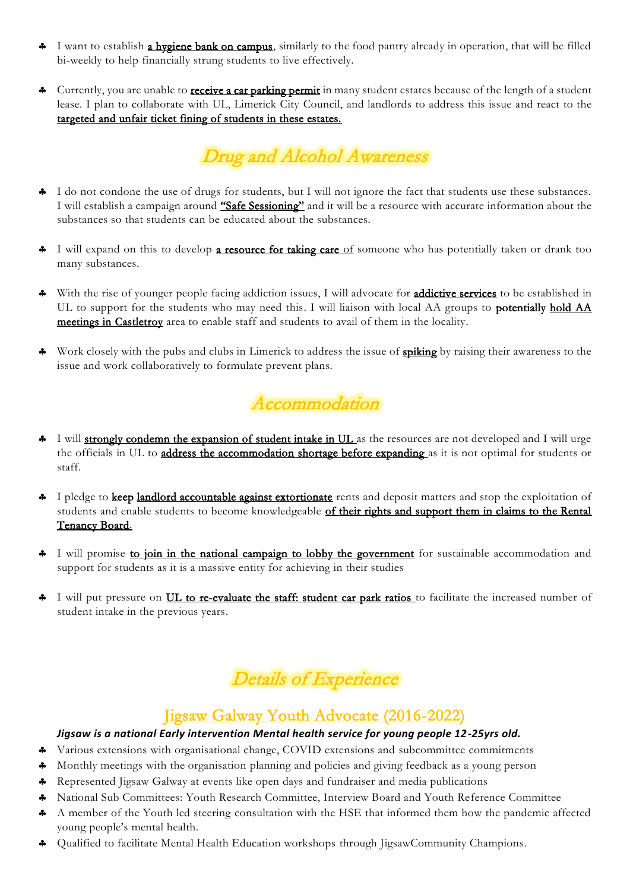- I want to establish **a hygiene bank on campus**, similarly to the food pantry already in operation, that will be filled bi-weekly to help financially strung students to live effectively.

- Currently, you are unable to **receive a car parking permit** in many student estates because of the length of a student lease. I plan to collaborate with UL, Limerick City Council, and landlords to address this issue and react to the **targeted and unfair ticket fining of students in these estates.**

## Drug and Alcohol Awareness

- I do not condone the use of drugs for students, but I will not ignore the fact that students use these substances. I will establish a campaign around **"Safe Sessioning"** and it will be a resource with accurate information about the substances so that students can be educated about the substances.

- I will expand on this to develop **a resource for taking care** of someone who has potentially taken or drank too many substances.

- With the rise of younger people facing addiction issues, I will advocate for **addictive services** to be established in UL to support for the students who may need this. I will liaison with local AA groups to **potentially hold AA meetings in Castletroy** area to enable staff and students to avail of them in the locality.

- Work closely with the pubs and clubs in Limerick to address the issue of **spiking** by raising their awareness to the issue and work collaboratively to formulate prevent plans.

## Accommodation

- I will **strongly condemn the expansion of student intake in UL** as the resources are not developed and I will urge the officials in UL to **address the accommodation shortage before expanding** as it is not optimal for students or staff.

- I pledge to **keep landlord accountable against extortionate** rents and deposit matters and stop the exploitation of students and enable students to become knowledgeable **of their rights and support them in claims to the Rental Tenancy Board**.

- I will promise **to join in the national campaign to lobby the government** for sustainable accommodation and support for students as it is a massive entity for achieving in their studies

- I will put pressure on **UL to re-evaluate the staff: student car park ratios** to facilitate the increased number of student intake in the previous years.

## Details of Experience

### Jigsaw Galway Youth Advocate (2016-2022)

***Jigsaw is a national Early intervention Mental health service for young people 12-25yrs old.***

- Various extensions with organisational change, COVID extensions and subcommittee commitments
- Monthly meetings with the organisation planning and policies and giving feedback as a young person
- Represented Jigsaw Galway at events like open days and fundraiser and media publications
- National Sub Committees: Youth Research Committee, Interview Board and Youth Reference Committee
- A member of the Youth led steering consultation with the HSE that informed them how the pandemic affected young people's mental health.
- Qualified to facilitate Mental Health Education workshops through JigsawCommunity Champions.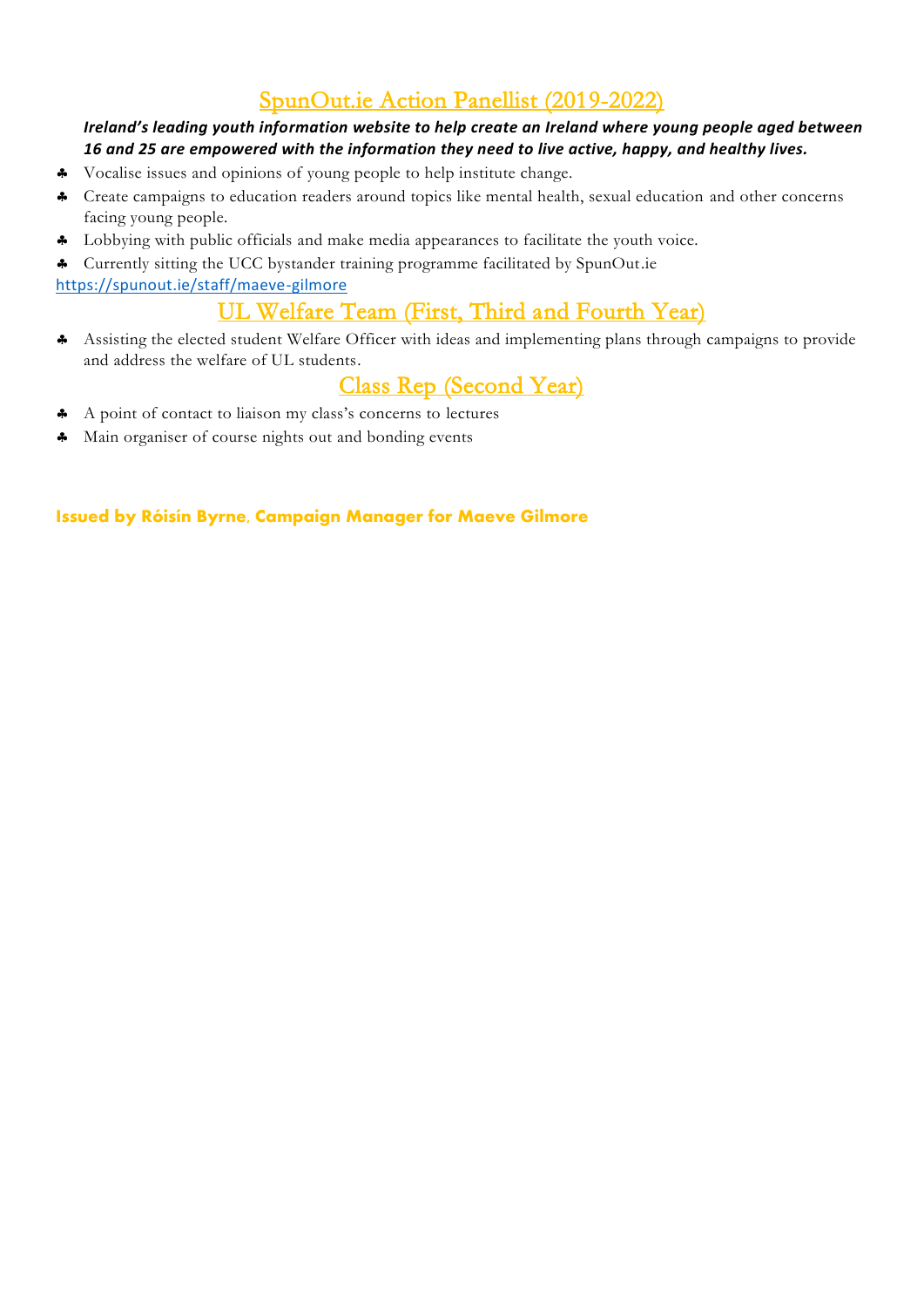## SpunOut.ie Action Panellist (2019-2022)

***Ireland's leading youth information website to help create an Ireland where young people aged between 16 and 25 are empowered with the information they need to live active, happy, and healthy lives.***

- Vocalise issues and opinions of young people to help institute change.
- Create campaigns to education readers around topics like mental health, sexual education and other concerns facing young people.
- Lobbying with public officials and make media appearances to facilitate the youth voice.
- Currently sitting the UCC bystander training programme facilitated by SpunOut.ie

https://spunout.ie/staff/maeve-gilmore

## UL Welfare Team (First, Third and Fourth Year)

- Assisting the elected student Welfare Officer with ideas and implementing plans through campaigns to provide and address the welfare of UL students.

## Class Rep (Second Year)

- A point of contact to liaison my class's concerns to lectures
- Main organiser of course nights out and bonding events

**Issued by Róisín Byrne, Campaign Manager for Maeve Gilmore**